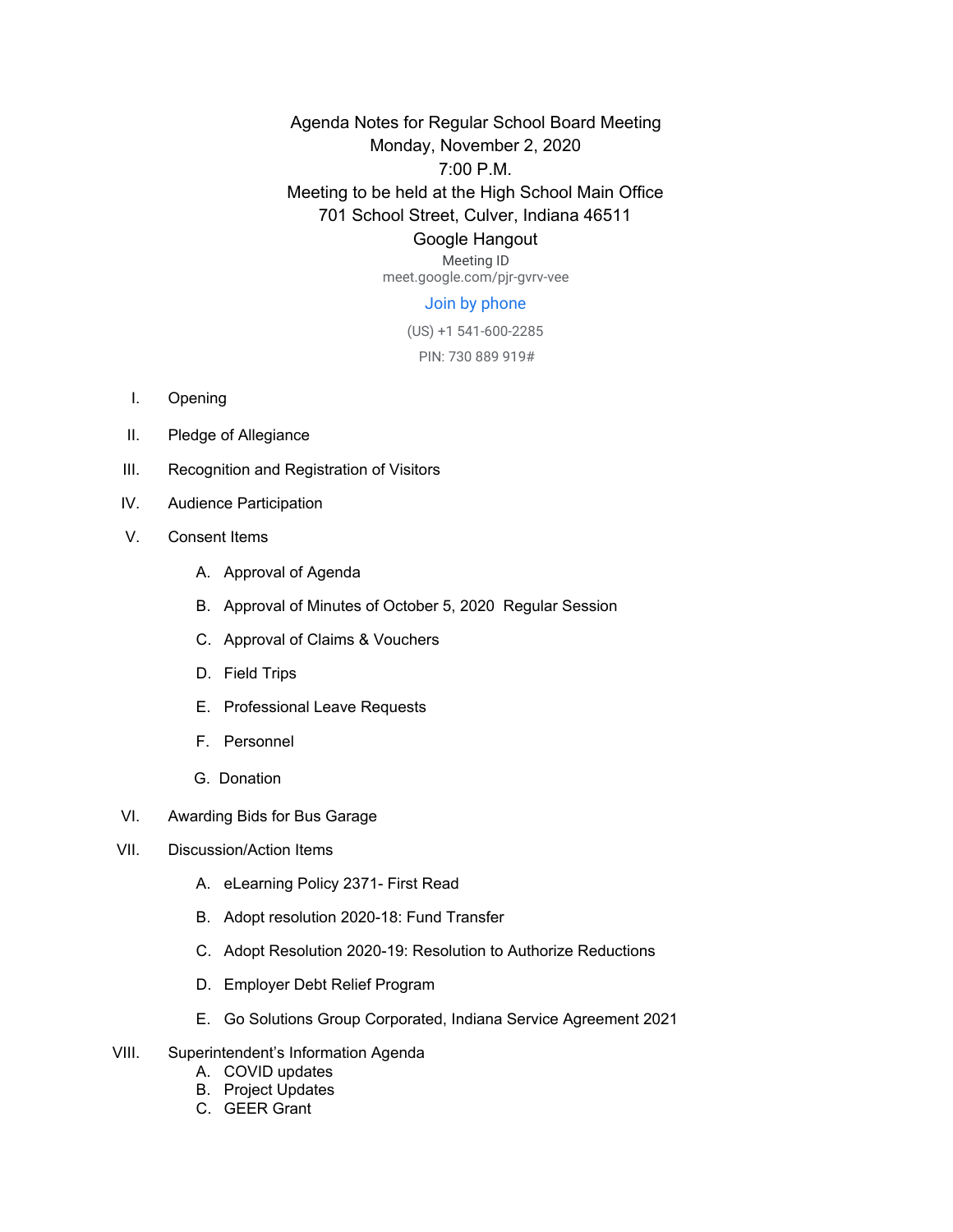# Agenda Notes for Regular School Board Meeting

Monday, November 2, 2020

7:00 P.M.

Meeting to be held at the High School Main Office

701 School Street, Culver, Indiana 46511

Google Hangout

Meeting ID

meet.google.com/pjr-gvrv-vee

Join by phone

(US) +1 541-600-2285

PIN: 730 889 919#

I. Opening

II. Pledge of Allegiance

III. Recognition and Registration of Visitors

IV. Audience Participation

V. Consent Items

   A. Approval of Agenda

   B. Approval of Minutes of October 5, 2020 Regular Session

   C. Approval of Claims & Vouchers

   D. Field Trips

   E. Professional Leave Requests

   F. Personnel

   G. Donation

VI. Awarding Bids for Bus Garage

VII. Discussion/Action Items

   A. eLearning Policy 2371- First Read

   B. Adopt resolution 2020-18: Fund Transfer

   C. Adopt Resolution 2020-19: Resolution to Authorize Reductions

   D. Employer Debt Relief Program

   E. Go Solutions Group Corporated, Indiana Service Agreement 2021

VIII. Superintendent's Information Agenda

   A. COVID updates

   B. Project Updates

   C. GEER Grant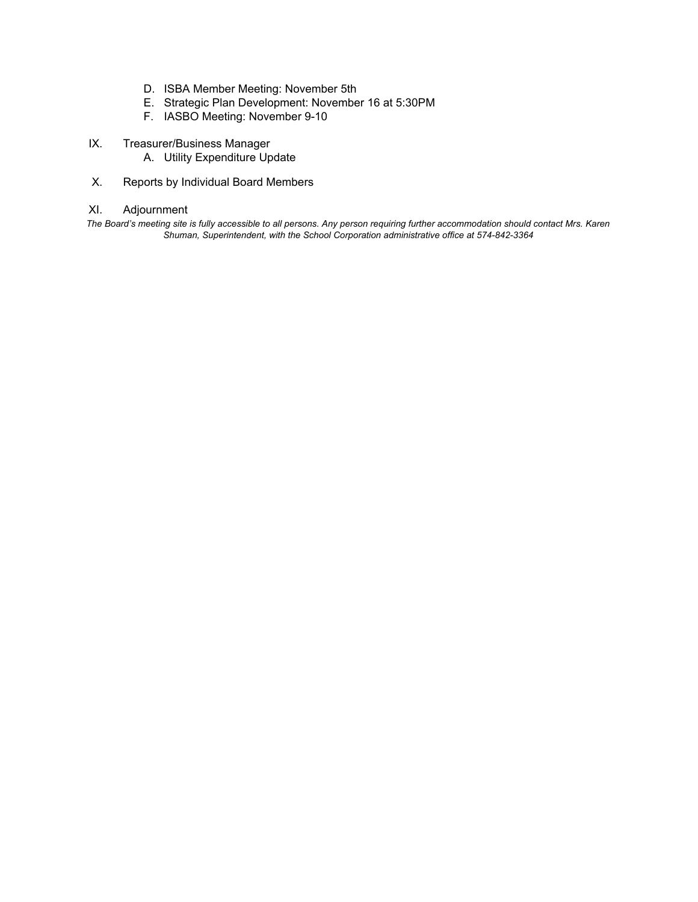D. ISBA Member Meeting: November 5th
E. Strategic Plan Development: November 16 at 5:30PM
F. IASBO Meeting: November 9-10

IX. Treasurer/Business Manager
   A. Utility Expenditure Update

X. Reports by Individual Board Members

XI. Adjournment

*The Board's meeting site is fully accessible to all persons. Any person requiring further accommodation should contact Mrs. Karen Shuman, Superintendent, with the School Corporation administrative office at 574-842-3364*